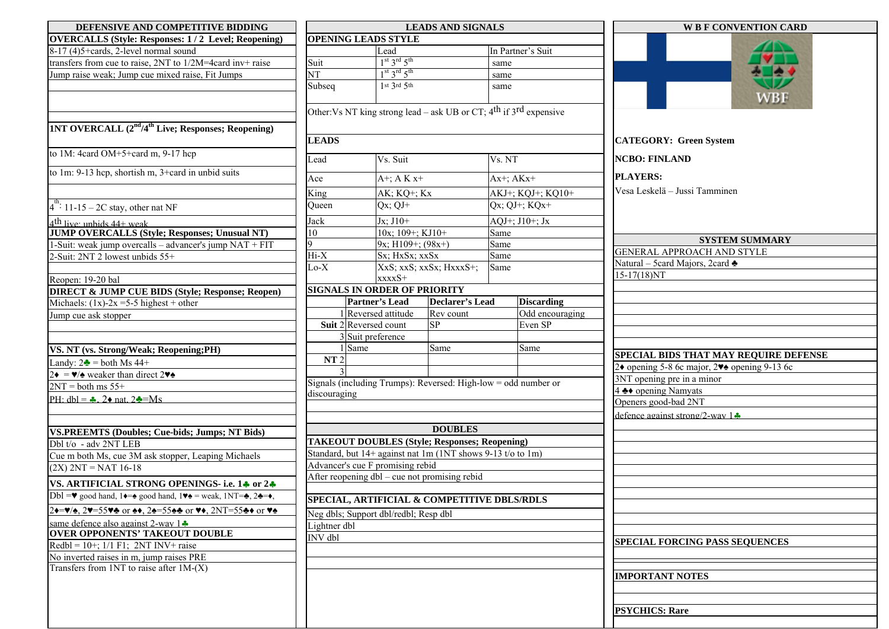## DEFENSIVE AND COMPETITIVE BIDDING

**OVERCALLS (Style: Responses: 1 / 2 Level; Reopening)**

8-17 (4)5+cards, 2-level normal sound

transfers from cue to raise, 2NT to 1/2M=4card inv+ raise

Jump raise weak; Jump cue mixed raise, Fit Jumps

**1NT OVERCALL (2nd/4th Live; Responses; Reopening)**

to 1M: 4card OM+5+card m, 9-17 hcp

to 1m: 9-13 hcp, shortish m, 3+card in unbid suits

4th: 11-15 – 2C stay, other nat NF

4th live: unbids 44+ weak

**JUMP OVERCALLS (Style; Responses; Unusual NT)**

1-Suit: weak jump overcalls – advancer's jump NAT + FIT

2-Suit: 2NT 2 lowest unbids 55+

Reopen: 19-20 bal

**DIRECT & JUMP CUE BIDS (Style; Response; Reopen)**

Michaels: (1x)-2x =5-5 highest + other

Jump cue ask stopper

**VS. NT (vs. Strong/Weak; Reopening;PH)**

Landy: 2♣ = both Ms 44+

2♦ = ♥/♠ weaker than direct 2♥♠

2NT = both ms 55+

PH: dbl = ♣, 2♦ nat, 2♣=Ms

**VS.PREEMTS (Doubles; Cue-bids; Jumps; NT Bids)**

Dbl t/o - adv 2NT LEB

Cue m both Ms, cue 3M ask stopper, Leaping Michaels

(2X) 2NT = NAT 16-18

**VS. ARTIFICIAL STRONG OPENINGS- i.e. 1♣ or 2♣**

Dbl =♥ good hand, 1♦=♠ good hand, 1♥♠ = weak, 1NT=♣, 2♣=♦,

2♦=♥/♠, 2♥=55♥♣ or ♠♦, 2♠=55♠♣ or ♥♦, 2NT=55♣♦ or ♥♠

same defence also against 2-way 1♣

**OVER OPPONENTS' TAKEOUT DOUBLE**

Redbl = 10+; 1/1 F1; 2NT INV+ raise

No inverted raises in m, jump raises PRE

Transfers from 1NT to raise after 1M-(X)

## LEADS AND SIGNALS

**OPENING LEADS STYLE**

| | Lead | In Partner's Suit |
|---|---|---|
| Suit | 1st 3rd 5th | same |
| NT | 1st 3rd 5th | same |
| Subseq | 1st 3rd 5th | same |

Other:Vs NT king strong lead – ask UB or CT; 4th if 3rd expensive

**LEADS**

| Lead | Vs. Suit | Vs. NT |
|---|---|---|
| Ace | A+; A K x+ | Ax+; AKx+ |
| King | AK; KQ+; Kx | AKJ+; KQJ+; KQ10+ |
| Queen | Qx; QJ+ | Qx; QJ+; KQx+ |
| Jack | Jx; J10+ | AQJ+; J10+; Jx |
| 10 | 10x; 109+; KJ10+ | Same |
| 9 | 9x; H109+; (98x+) | Same |
| Hi-X | Sx; HxSx; xxSx | Same |
| Lo-X | XxS; xxS; xxSx; HxxxS+; xxxxS+ | Same |

**SIGNALS IN ORDER OF PRIORITY**

| | | Partner's Lead | Declarer's Lead | Discarding |
|---|---|---|---|---|
| | 1 | Reversed attitude | Rev count | Odd encouraging |
| Suit | 2 | Reversed count | SP | Even SP |
| | 3 | Suit preference | | |
| | 1 | Same | Same | Same |
| NT | 2 | | | |
| | 3 | | | |

Signals (including Trumps): High-low = odd number or discouraging

## DOUBLES

**TAKEOUT DOUBLES (Style; Responses; Reopening)**

Standard, but 14+ against nat 1m (1NT shows 9-13 t/o to 1m)

Advancer's cue F promising rebid

After reopening dbl – cue not promising rebid

**SPECIAL, ARTIFICIAL & COMPETITIVE DBLS/RDLS**

Neg dbls; Support dbl/redbl; Resp dbl

Lightner dbl

INV dbl

## W B F CONVENTION CARD

**CATEGORY: Green System**

**NCBO: FINLAND**

**PLAYERS:**

Vesa Leskelä – Jussi Tamminen

### SYSTEM SUMMARY

GENERAL APPROACH AND STYLE

Natural – 5card Majors, 2card ♣

15-17(18)NT

**SPECIAL BIDS THAT MAY REQUIRE DEFENSE**

2♦ opening 5-8 6c major, 2♥♠ opening 9-13 6c

3NT opening pre in a minor

4 ♣♦ opening Namyats

Openers good-bad 2NT

defence against strong/2-way 1♣

**SPECIAL FORCING PASS SEQUENCES**

**IMPORTANT NOTES**

**PSYCHICS: Rare**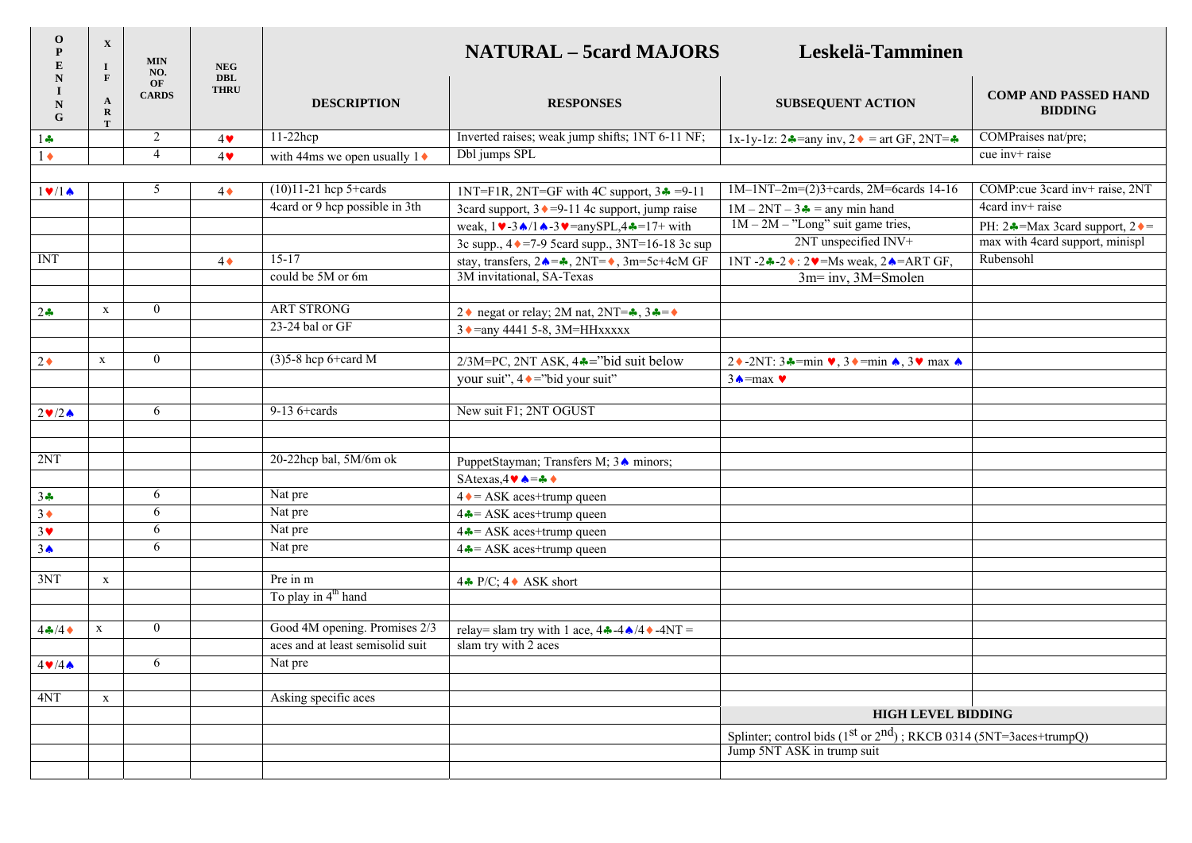| OPENING | X IF ART | MIN NO. OF CARDS | NEG DBL THRU | NATURAL – 5card MAJORS Leskelä-Tamminen DESCRIPTION | RESPONSES | SUBSEQUENT ACTION | COMP AND PASSED HAND BIDDING |
|---|---|---|---|---|---|---|---|
| 1♣ | | 2 | 4♥ | 11-22hcp | Inverted raises; weak jump shifts; 1NT 6-11 NF; | 1x-1y-1z: 2♣=any inv, 2♦ = art GF, 2NT=♣ | COMPraises nat/pre; |
| 1♦ | | 4 | 4♥ | with 44ms we open usually 1♦ | Dbl jumps SPL | | cue inv+ raise |
| | | | | | | | |
| 1♥/1♠ | | 5 | 4♦ | (10)11-21 hcp 5+cards | 1NT=F1R, 2NT=GF with 4C support, 3♣ =9-11 | 1M–1NT–2m=(2)3+cards, 2M=6cards 14-16 | COMP:cue 3card inv+ raise, 2NT |
| | | | | 4card or 9 hcp possible in 3th | 3card support, 3♦=9-11 4c support, jump raise | 1M – 2NT – 3♣ = any min hand | 4card inv+ raise |
| | | | | | weak, 1♥-3♠/1♠-3♥=anySPL,4♣=17+ with | 1M – 2M – "Long" suit game tries, | PH: 2♣=Max 3card support, 2♦= |
| | | | | | 3c supp., 4♦=7-9 5card supp., 3NT=16-18 3c sup | 2NT unspecified INV+ | max with 4card support, minispl |
| 1NT | | | 4♦ | 15-17 | stay, transfers, 2♠=♣, 2NT=♦, 3m=5c+4cM GF | 1NT -2♣-2♦: 2♥=Ms weak, 2♠=ART GF, | Rubensohl |
| | | | | could be 5M or 6m | 3M invitational, SA-Texas | 3m= inv, 3M=Smolen | |
| | | | | | | | |
| 2♣ | x | 0 | | ART STRONG | 2♦ negat or relay; 2M nat, 2NT=♣, 3♣=♦ | | |
| | | | | 23-24 bal or GF | 3♦=any 4441 5-8, 3M=HHxxxxx | | |
| | | | | | | | |
| 2♦ | x | 0 | | (3)5-8 hcp 6+card M | 2/3M=PC, 2NT ASK, 4♣="bid suit below | 2♦-2NT: 3♣=min ♥, 3♦=min ♠, 3♥ max ♠ | |
| | | | | | your suit", 4♦="bid your suit" | 3♠=max ♥ | |
| | | | | | | | |
| 2♥/2♠ | | 6 | | 9-13 6+cards | New suit F1; 2NT OGUST | | |
| | | | | | | | |
| | | | | | | | |
| 2NT | | | | 20-22hcp bal, 5M/6m ok | PuppetStayman; Transfers M; 3♠ minors; | | |
| | | | | | SAtexas,4♥♠=♣♦ | | |
| 3♣ | | 6 | | Nat pre | 4♦= ASK aces+trump queen | | |
| 3♦ | | 6 | | Nat pre | 4♣= ASK aces+trump queen | | |
| 3♥ | | 6 | | Nat pre | 4♣= ASK aces+trump queen | | |
| 3♠ | | 6 | | Nat pre | 4♣= ASK aces+trump queen | | |
| | | | | | | | |
| 3NT | x | | | Pre in m | 4♣ P/C; 4♦ ASK short | | |
| | | | | To play in 4th hand | | | |
| | | | | | | | |
| 4♣/4♦ | x | 0 | | Good 4M opening. Promises 2/3 | relay= slam try with 1 ace, 4♣-4♠/4♦-4NT = | | |
| | | | | aces and at least semisolid suit | slam try with 2 aces | | |
| 4♥/4♠ | | 6 | | Nat pre | | | |
| | | | | | | | |
| 4NT | x | | | Asking specific aces | | | |
| | | | | | | **HIGH LEVEL BIDDING** | |
| | | | | | | Splinter; control bids (1st or 2nd) ; RKCB 0314 (5NT=3aces+trumpQ) | |
| | | | | | | Jump 5NT ASK in trump suit | |